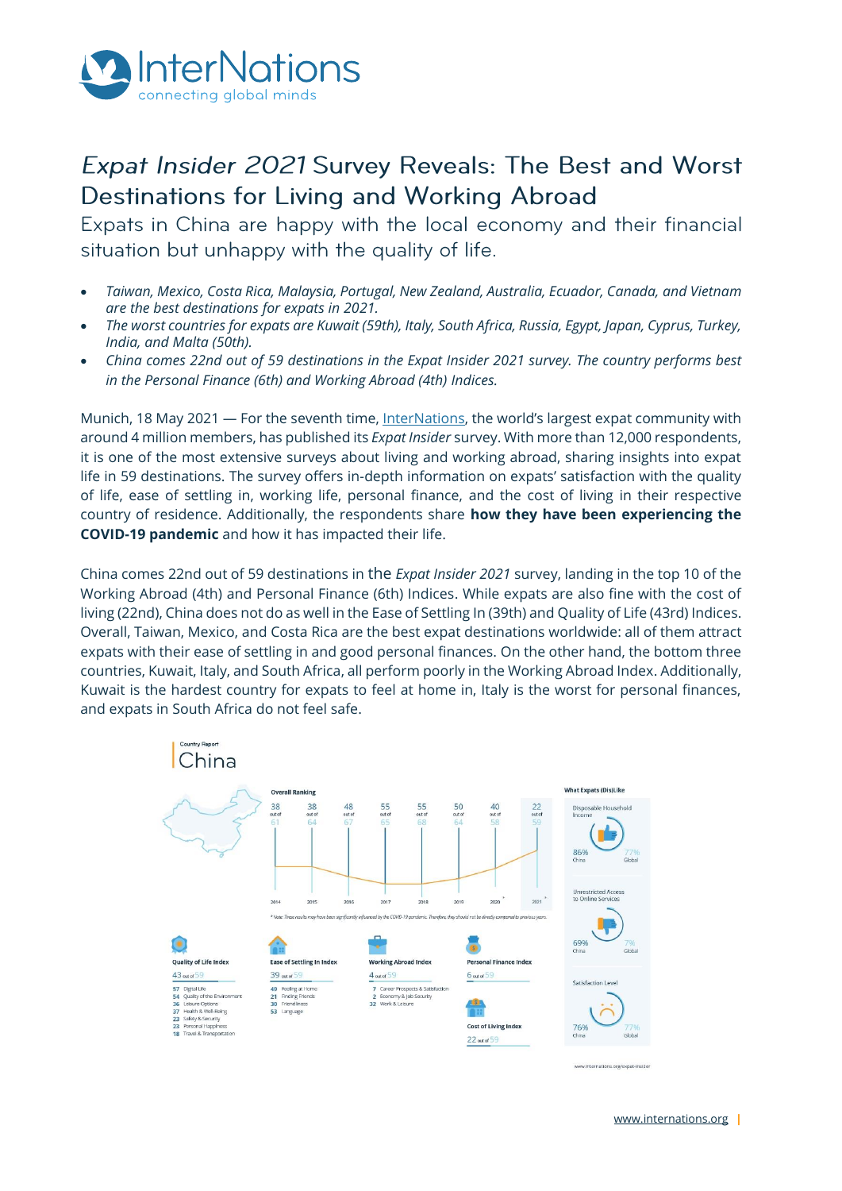# *Expat Insider 2021* Survey Reveals: The Best and Worst Destinations for Living and Working Abroad

## Expats in China are happy with the local economy and their financial situation but unhappy with the quality of life.

- *Taiwan, Mexico, Costa Rica, Malaysia, Portugal, New Zealand, Australia, Ecuador, Canada, and Vietnam are the best destinations for expats in 2021.*
- *The worst countries for expats are Kuwait (59th), Italy, South Africa, Russia, Egypt, Japan, Cyprus, Turkey, India, and Malta (50th).*
- *China comes 22nd out of 59 destinations in the Expat Insider 2021 survey. The country performs best in the Personal Finance (6th) and Working Abroad (4th) Indices.*

Munich, 18 May 2021 — For the seventh time, InterNations, the world's largest expat community with around 4 million members, has published its *Expat Insider* survey. With more than 12,000 respondents, it is one of the most extensive surveys about living and working abroad, sharing insights into expat life in 59 destinations. The survey offers in-depth information on expats' satisfaction with the quality of life, ease of settling in, working life, personal finance, and the cost of living in their respective country of residence. Additionally, the respondents share **how they have been experiencing the COVID-19 pandemic** and how it has impacted their life.

China comes 22nd out of 59 destinations in the *Expat Insider 2021* survey, landing in the top 10 of the Working Abroad (4th) and Personal Finance (6th) Indices. While expats are also fine with the cost of living (22nd), China does not do as well in the Ease of Settling In (39th) and Quality of Life (43rd) Indices. Overall, Taiwan, Mexico, and Costa Rica are the best expat destinations worldwide: all of them attract expats with their ease of settling in and good personal finances. On the other hand, the bottom three countries, Kuwait, Italy, and South Africa, all perform poorly in the Working Abroad Index. Additionally, Kuwait is the hardest country for expats to feel at home in, Italy is the worst for personal finances, and expats in South Africa do not feel safe.

Country Report

## China

**Overall Ranking**

| 2014 | 2015 | 2016 | 2017 | 2018 | 2019 | 2020* | 2021* |
|---|---|---|---|---|---|---|---|
| 38 out of 61 | 38 out of 64 | 48 out of 67 | 55 out of 65 | 55 out of 68 | 50 out of 64 | 40 out of 58 | 22 out of 59 |

\* Note: These results may have been significantly influenced by the COVID-19 pandemic. Therefore, they should not be directly compared to previous years.

**Quality of Life Index** — 43 out of 59
- 57 Digital Life
- 54 Quality of the Environment
- 36 Leisure Options
- 37 Health & Well-Being
- 23 Safety & Security
- 23 Personal Happiness
- 18 Travel & Transportation

**Ease of Settling In Index** — 39 out of 59
- 49 Feeling at Home
- 21 Finding Friends
- 30 Friendliness
- 53 Language

**Working Abroad Index** — 4 out of 59
- 7 Career Prospects & Satisfaction
- 2 Economy & Job Security
- 32 Work & Leisure

**Personal Finance Index** — 6 out of 59

**Cost of Living Index** — 22 out of 59

**What Expats (Dis)Like**

- Disposable Household Income: 86% China, 77% Global
- Unrestricted Access to Online Services: 69% China, 7% Global
- Satisfaction Level: 76% China, 77% Global

www.internations.org/expat-insider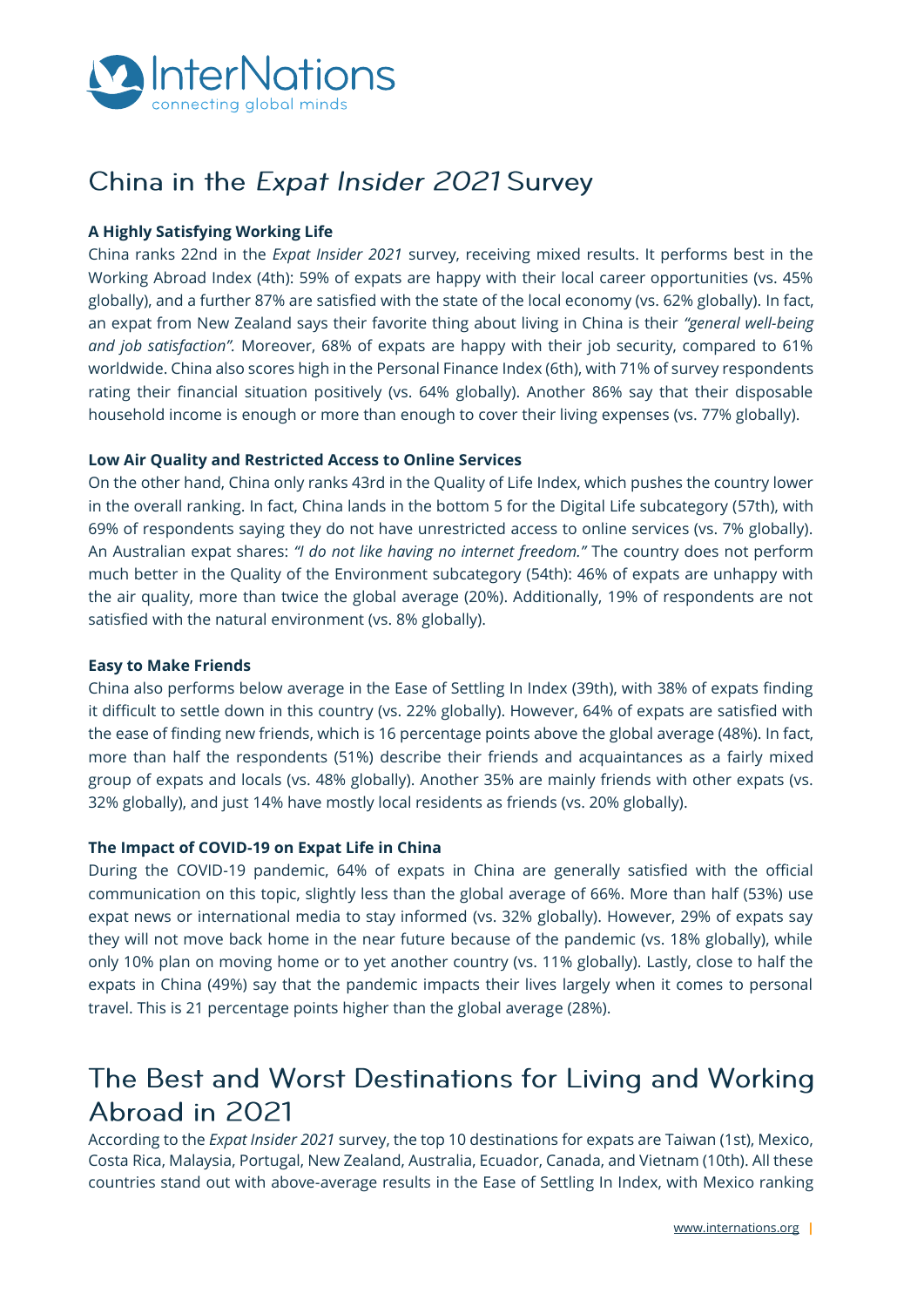# China in the *Expat Insider 2021* Survey

**A Highly Satisfying Working Life**

China ranks 22nd in the *Expat Insider 2021* survey, receiving mixed results. It performs best in the Working Abroad Index (4th): 59% of expats are happy with their local career opportunities (vs. 45% globally), and a further 87% are satisfied with the state of the local economy (vs. 62% globally). In fact, an expat from New Zealand says their favorite thing about living in China is their *"general well-being and job satisfaction"*. Moreover, 68% of expats are happy with their job security, compared to 61% worldwide. China also scores high in the Personal Finance Index (6th), with 71% of survey respondents rating their financial situation positively (vs. 64% globally). Another 86% say that their disposable household income is enough or more than enough to cover their living expenses (vs. 77% globally).

**Low Air Quality and Restricted Access to Online Services**

On the other hand, China only ranks 43rd in the Quality of Life Index, which pushes the country lower in the overall ranking. In fact, China lands in the bottom 5 for the Digital Life subcategory (57th), with 69% of respondents saying they do not have unrestricted access to online services (vs. 7% globally). An Australian expat shares: *"I do not like having no internet freedom."* The country does not perform much better in the Quality of the Environment subcategory (54th): 46% of expats are unhappy with the air quality, more than twice the global average (20%). Additionally, 19% of respondents are not satisfied with the natural environment (vs. 8% globally).

**Easy to Make Friends**

China also performs below average in the Ease of Settling In Index (39th), with 38% of expats finding it difficult to settle down in this country (vs. 22% globally). However, 64% of expats are satisfied with the ease of finding new friends, which is 16 percentage points above the global average (48%). In fact, more than half the respondents (51%) describe their friends and acquaintances as a fairly mixed group of expats and locals (vs. 48% globally). Another 35% are mainly friends with other expats (vs. 32% globally), and just 14% have mostly local residents as friends (vs. 20% globally).

**The Impact of COVID-19 on Expat Life in China**

During the COVID-19 pandemic, 64% of expats in China are generally satisfied with the official communication on this topic, slightly less than the global average of 66%. More than half (53%) use expat news or international media to stay informed (vs. 32% globally). However, 29% of expats say they will not move back home in the near future because of the pandemic (vs. 18% globally), while only 10% plan on moving home or to yet another country (vs. 11% globally). Lastly, close to half the expats in China (49%) say that the pandemic impacts their lives largely when it comes to personal travel. This is 21 percentage points higher than the global average (28%).

# The Best and Worst Destinations for Living and Working Abroad in 2021

According to the *Expat Insider 2021* survey, the top 10 destinations for expats are Taiwan (1st), Mexico, Costa Rica, Malaysia, Portugal, New Zealand, Australia, Ecuador, Canada, and Vietnam (10th). All these countries stand out with above-average results in the Ease of Settling In Index, with Mexico ranking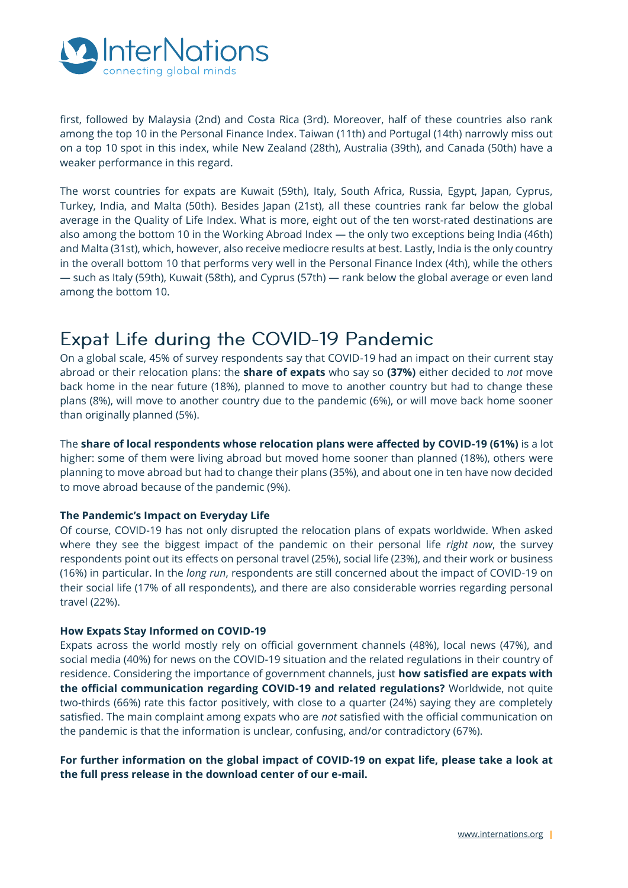first, followed by Malaysia (2nd) and Costa Rica (3rd). Moreover, half of these countries also rank among the top 10 in the Personal Finance Index. Taiwan (11th) and Portugal (14th) narrowly miss out on a top 10 spot in this index, while New Zealand (28th), Australia (39th), and Canada (50th) have a weaker performance in this regard.

The worst countries for expats are Kuwait (59th), Italy, South Africa, Russia, Egypt, Japan, Cyprus, Turkey, India, and Malta (50th). Besides Japan (21st), all these countries rank far below the global average in the Quality of Life Index. What is more, eight out of the ten worst-rated destinations are also among the bottom 10 in the Working Abroad Index — the only two exceptions being India (46th) and Malta (31st), which, however, also receive mediocre results at best. Lastly, India is the only country in the overall bottom 10 that performs very well in the Personal Finance Index (4th), while the others — such as Italy (59th), Kuwait (58th), and Cyprus (57th) — rank below the global average or even land among the bottom 10.

## Expat Life during the COVID-19 Pandemic

On a global scale, 45% of survey respondents say that COVID-19 had an impact on their current stay abroad or their relocation plans: the **share of expats** who say so **(37%)** either decided to *not* move back home in the near future (18%), planned to move to another country but had to change these plans (8%), will move to another country due to the pandemic (6%), or will move back home sooner than originally planned (5%).

The **share of local respondents whose relocation plans were affected by COVID-19 (61%)** is a lot higher: some of them were living abroad but moved home sooner than planned (18%), others were planning to move abroad but had to change their plans (35%), and about one in ten have now decided to move abroad because of the pandemic (9%).

**The Pandemic's Impact on Everyday Life**

Of course, COVID-19 has not only disrupted the relocation plans of expats worldwide. When asked where they see the biggest impact of the pandemic on their personal life *right now*, the survey respondents point out its effects on personal travel (25%), social life (23%), and their work or business (16%) in particular. In the *long run*, respondents are still concerned about the impact of COVID-19 on their social life (17% of all respondents), and there are also considerable worries regarding personal travel (22%).

**How Expats Stay Informed on COVID-19**

Expats across the world mostly rely on official government channels (48%), local news (47%), and social media (40%) for news on the COVID-19 situation and the related regulations in their country of residence. Considering the importance of government channels, just **how satisfied are expats with the official communication regarding COVID-19 and related regulations?** Worldwide, not quite two-thirds (66%) rate this factor positively, with close to a quarter (24%) saying they are completely satisfied. The main complaint among expats who are *not* satisfied with the official communication on the pandemic is that the information is unclear, confusing, and/or contradictory (67%).

**For further information on the global impact of COVID-19 on expat life, please take a look at the full press release in the download center of our e-mail.**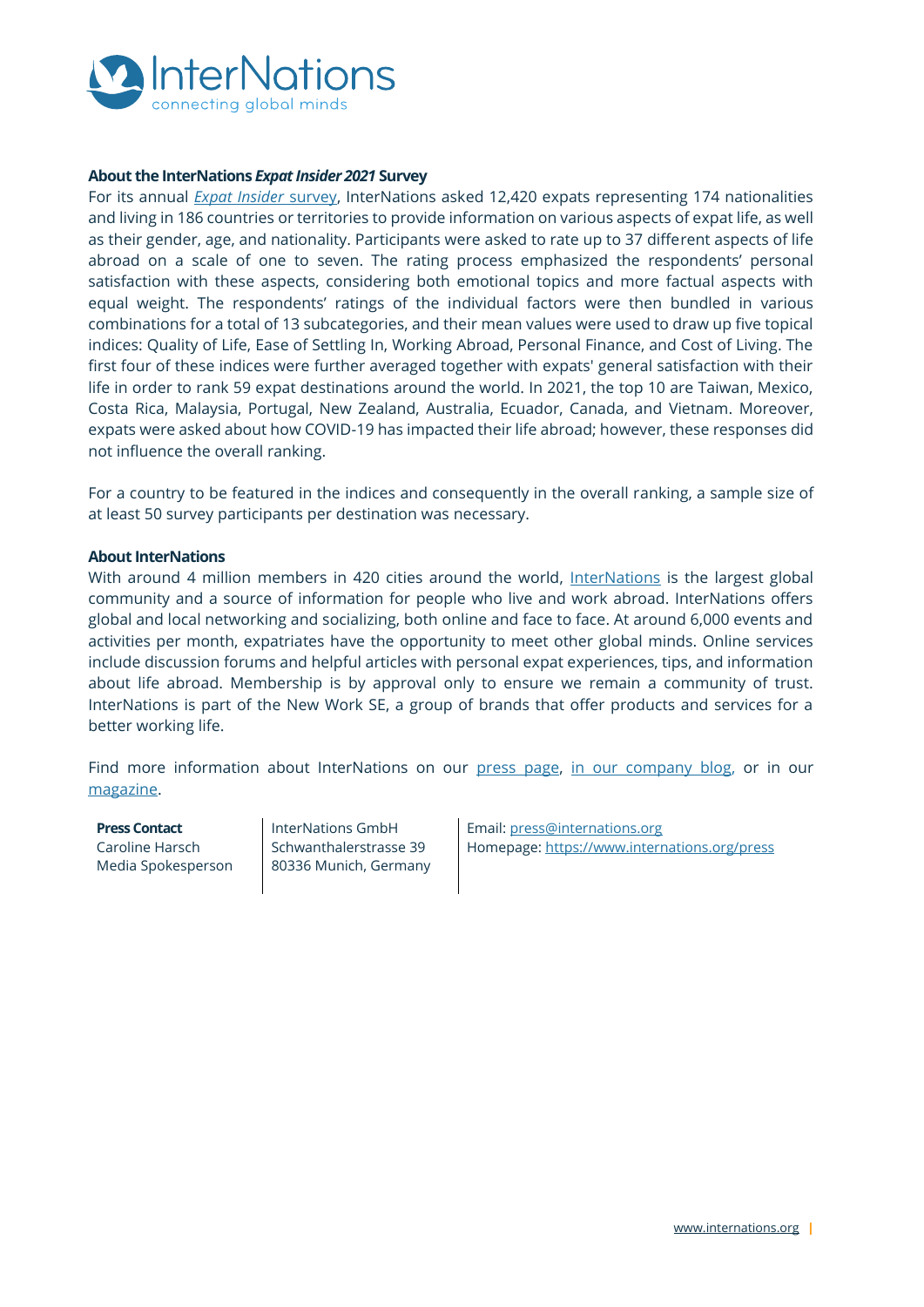### About the InterNations *Expat Insider 2021* Survey

For its annual *Expat Insider* survey, InterNations asked 12,420 expats representing 174 nationalities and living in 186 countries or territories to provide information on various aspects of expat life, as well as their gender, age, and nationality. Participants were asked to rate up to 37 different aspects of life abroad on a scale of one to seven. The rating process emphasized the respondents' personal satisfaction with these aspects, considering both emotional topics and more factual aspects with equal weight. The respondents' ratings of the individual factors were then bundled in various combinations for a total of 13 subcategories, and their mean values were used to draw up five topical indices: Quality of Life, Ease of Settling In, Working Abroad, Personal Finance, and Cost of Living. The first four of these indices were further averaged together with expats' general satisfaction with their life in order to rank 59 expat destinations around the world. In 2021, the top 10 are Taiwan, Mexico, Costa Rica, Malaysia, Portugal, New Zealand, Australia, Ecuador, Canada, and Vietnam. Moreover, expats were asked about how COVID-19 has impacted their life abroad; however, these responses did not influence the overall ranking.

For a country to be featured in the indices and consequently in the overall ranking, a sample size of at least 50 survey participants per destination was necessary.

### About InterNations

With around 4 million members in 420 cities around the world, InterNations is the largest global community and a source of information for people who live and work abroad. InterNations offers global and local networking and socializing, both online and face to face. At around 6,000 events and activities per month, expatriates have the opportunity to meet other global minds. Online services include discussion forums and helpful articles with personal expat experiences, tips, and information about life abroad. Membership is by approval only to ensure we remain a community of trust. InterNations is part of the New Work SE, a group of brands that offer products and services for a better working life.

Find more information about InterNations on our press page, in our company blog, or in our magazine.

**Press Contact**
Caroline Harsch
Media Spokesperson

InterNations GmbH
Schwanthalerstrasse 39
80336 Munich, Germany

Email: press@internations.org
Homepage: https://www.internations.org/press